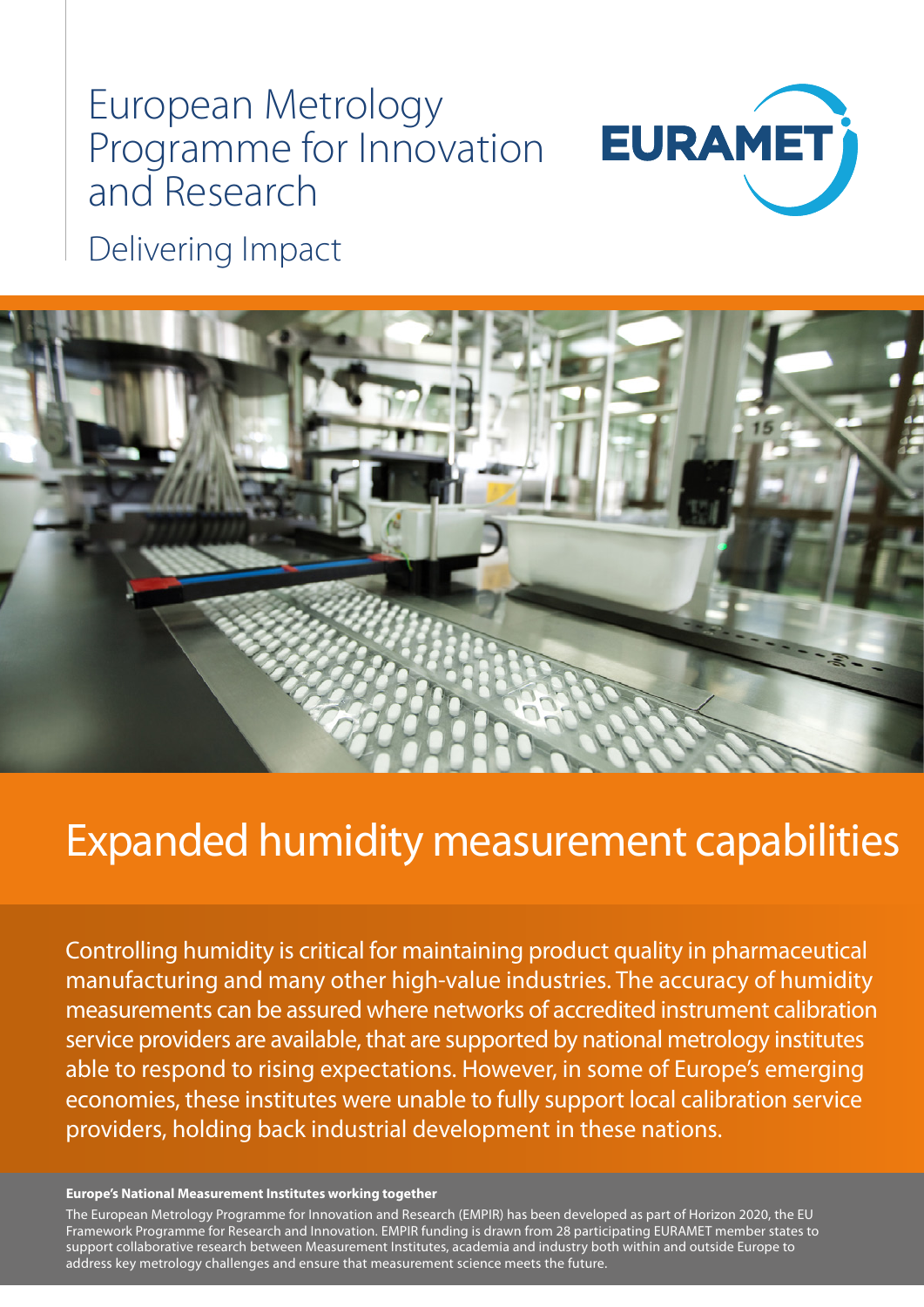European Metrology Programme for Innovation and Research

Delivering Impact

EURAMET

# Expanded humidity measurement capabilities

Controlling humidity is critical for maintaining product quality in pharmaceutical manufacturing and many other high-value industries. The accuracy of humidity measurements can be assured where networks of accredited instrument calibration service providers are available, that are supported by national metrology institutes able to respond to rising expectations. However, in some of Europe's emerging economies, these institutes were unable to fully support local calibration service providers, holding back industrial development in these nations.

**Europe's National Measurement Institutes working together**

The European Metrology Programme for Innovation and Research (EMPIR) has been developed as part of Horizon 2020, the EU Framework Programme for Research and Innovation. EMPIR funding is drawn from 28 participating EURAMET member states to support collaborative research between Measurement Institutes, academia and industry both within and outside Europe to address key metrology challenges and ensure that measurement science meets the future.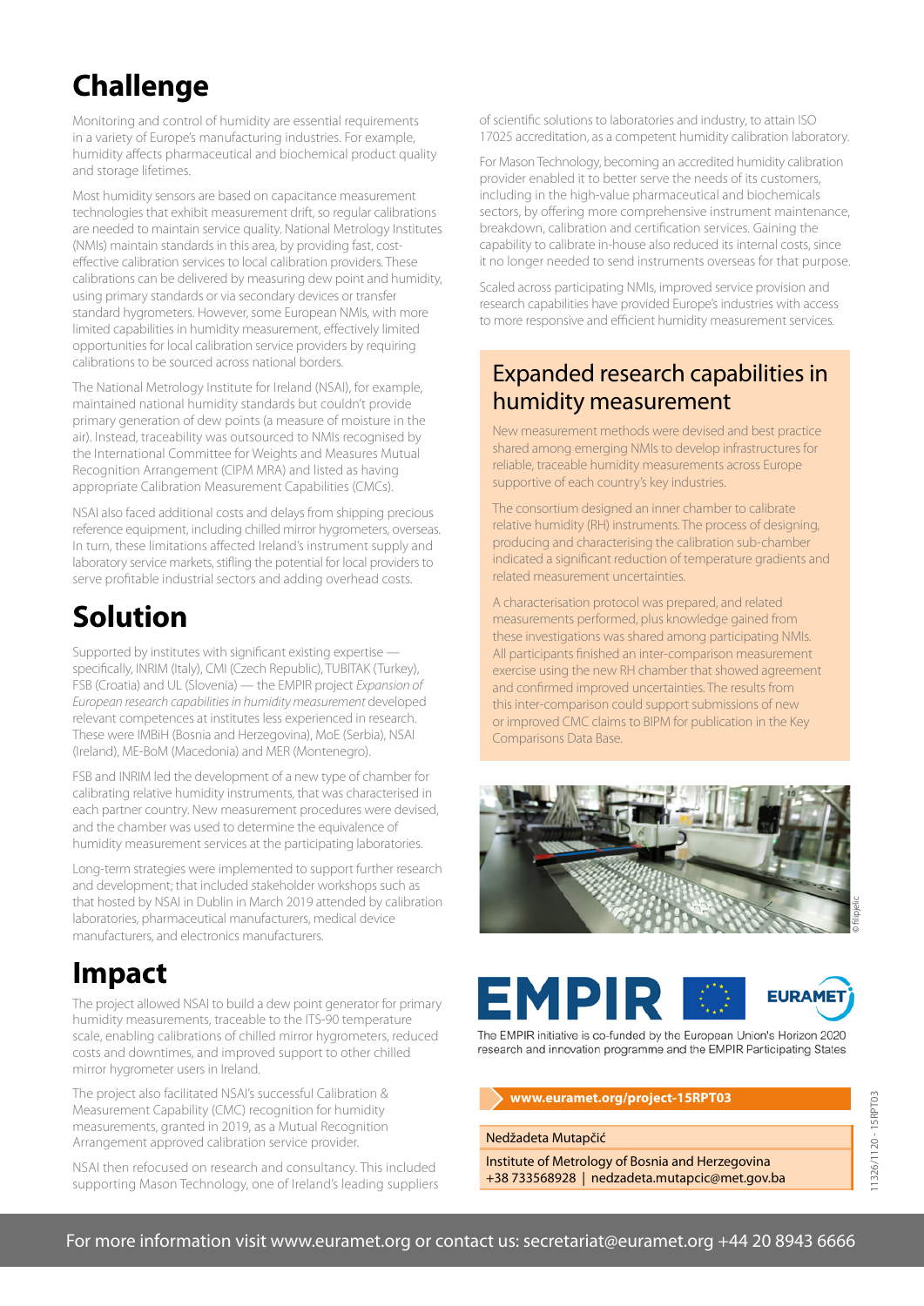# Challenge

Monitoring and control of humidity are essential requirements in a variety of Europe's manufacturing industries. For example, humidity affects pharmaceutical and biochemical product quality and storage lifetimes.

Most humidity sensors are based on capacitance measurement technologies that exhibit measurement drift, so regular calibrations are needed to maintain service quality. National Metrology Institutes (NMIs) maintain standards in this area, by providing fast, cost-effective calibration services to local calibration providers. These calibrations can be delivered by measuring dew point and humidity, using primary standards or via secondary devices or transfer standard hygrometers. However, some European NMIs, with more limited capabilities in humidity measurement, effectively limited opportunities for local calibration service providers by requiring calibrations to be sourced across national borders.

The National Metrology Institute for Ireland (NSAI), for example, maintained national humidity standards but couldn't provide primary generation of dew points (a measure of moisture in the air). Instead, traceability was outsourced to NMIs recognised by the International Committee for Weights and Measures Mutual Recognition Arrangement (CIPM MRA) and listed as having appropriate Calibration Measurement Capabilities (CMCs).

NSAI also faced additional costs and delays from shipping precious reference equipment, including chilled mirror hygrometers, overseas. In turn, these limitations affected Ireland's instrument supply and laboratory service markets, stifling the potential for local providers to serve profitable industrial sectors and adding overhead costs.

# Solution

Supported by institutes with significant existing expertise — specifically, INRIM (Italy), CMI (Czech Republic), TUBITAK (Turkey), FSB (Croatia) and UL (Slovenia) — the EMPIR project *Expansion of European research capabilities in humidity measurement* developed relevant competences at institutes less experienced in research. These were IMBiH (Bosnia and Herzegovina), MoE (Serbia), NSAI (Ireland), ME-BoM (Macedonia) and MER (Montenegro).

FSB and INRIM led the development of a new type of chamber for calibrating relative humidity instruments, that was characterised in each partner country. New measurement procedures were devised, and the chamber was used to determine the equivalence of humidity measurement services at the participating laboratories.

Long-term strategies were implemented to support further research and development; that included stakeholder workshops such as that hosted by NSAI in Dublin in March 2019 attended by calibration laboratories, pharmaceutical manufacturers, medical device manufacturers, and electronics manufacturers.

# Impact

The project allowed NSAI to build a dew point generator for primary humidity measurements, traceable to the ITS-90 temperature scale, enabling calibrations of chilled mirror hygrometers, reduced costs and downtimes, and improved support to other chilled mirror hygrometer users in Ireland.

The project also facilitated NSAI's successful Calibration & Measurement Capability (CMC) recognition for humidity measurements, granted in 2019, as a Mutual Recognition Arrangement approved calibration service provider.

NSAI then refocused on research and consultancy. This included supporting Mason Technology, one of Ireland's leading suppliers of scientific solutions to laboratories and industry, to attain ISO 17025 accreditation, as a competent humidity calibration laboratory.

For Mason Technology, becoming an accredited humidity calibration provider enabled it to better serve the needs of its customers, including in the high-value pharmaceutical and biochemicals sectors, by offering more comprehensive instrument maintenance, breakdown, calibration and certification services. Gaining the capability to calibrate in-house also reduced its internal costs, since it no longer needed to send instruments overseas for that purpose.

Scaled across participating NMIs, improved service provision and research capabilities have provided Europe's industries with access to more responsive and efficient humidity measurement services.

## Expanded research capabilities in humidity measurement

New measurement methods were devised and best practice shared among emerging NMIs to develop infrastructures for reliable, traceable humidity measurements across Europe supportive of each country's key industries.

The consortium designed an inner chamber to calibrate relative humidity (RH) instruments. The process of designing, producing and characterising the calibration sub-chamber indicated a significant reduction of temperature gradients and related measurement uncertainties.

A characterisation protocol was prepared, and related measurements performed, plus knowledge gained from these investigations was shared among participating NMIs. All participants finished an inter-comparison measurement exercise using the new RH chamber that showed agreement and confirmed improved uncertainties. The results from this inter-comparison could support submissions of new or improved CMC claims to BIPM for publication in the Key Comparisons Data Base.

© filipjelic

EMPIR EURAMET

The EMPIR initiative is co-funded by the European Union's Horizon 2020 research and innovation programme and the EMPIR Participating States

www.euramet.org/project-15RPT03

Nedžadeta Mutapčić

Institute of Metrology of Bosnia and Herzegovina
+38 733568928 | nedzadeta.mutapcic@met.gov.ba

11326/1120 - 15RPT03

For more information visit www.euramet.org or contact us: secretariat@euramet.org +44 20 8943 6666